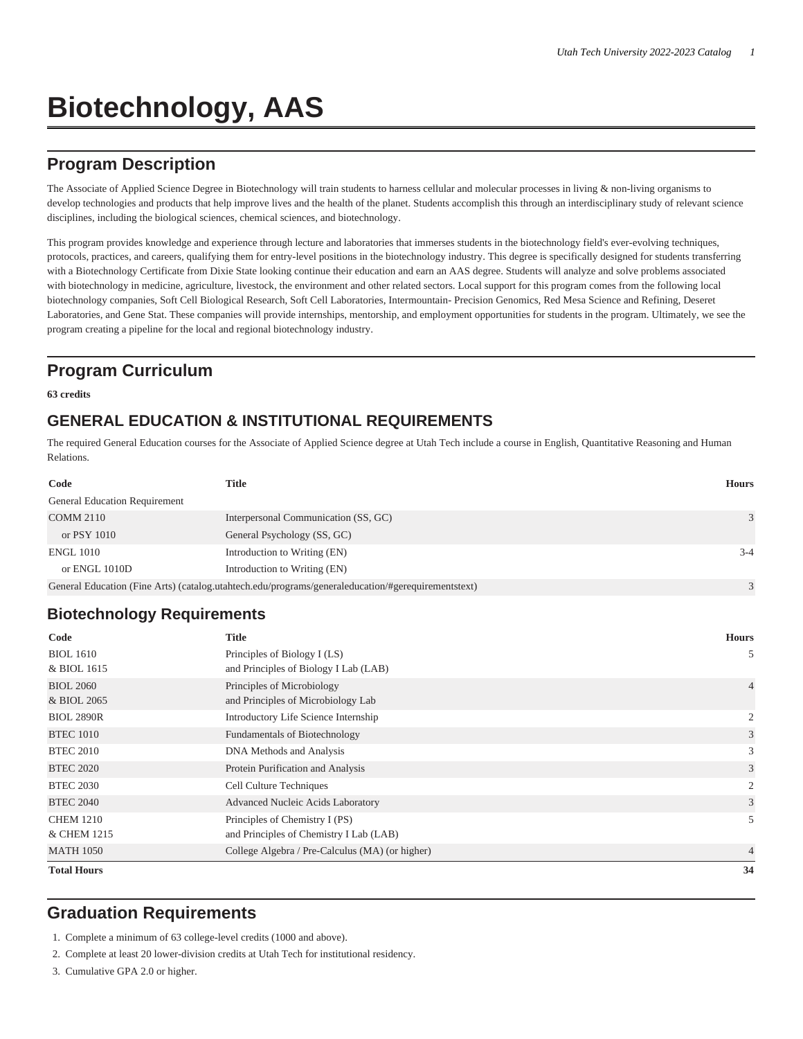# Biotechnology, AAS

## Program Description

The Associate of Applied Science Degree in Biotechnology will train students to harness cellular and molecular processes in living & non-living organisms to develop technologies and products that help improve lives and the health of the planet. Students accomplish this through an interdisciplinary study of relevant science disciplines, including the biological sciences, chemical sciences, and biotechnology.

This program provides knowledge and experience through lecture and laboratories that immerses students in the biotechnology field's ever-evolving techniques, protocols, practices, and careers, qualifying them for entry-level positions in the biotechnology industry. This degree is specifically designed for students transferring with a Biotechnology Certificate from Dixie State looking continue their education and earn an AAS degree. Students will analyze and solve problems associated with biotechnology in medicine, agriculture, livestock, the environment and other related sectors. Local support for this program comes from the following local biotechnology companies, Soft Cell Biological Research, Soft Cell Laboratories, Intermountain- Precision Genomics, Red Mesa Science and Refining, Deseret Laboratories, and Gene Stat. These companies will provide internships, mentorship, and employment opportunities for students in the program. Ultimately, we see the program creating a pipeline for the local and regional biotechnology industry.

## Program Curriculum

**63 credits**

### GENERAL EDUCATION & INSTITUTIONAL REQUIREMENTS

The required General Education courses for the Associate of Applied Science degree at Utah Tech include a course in English, Quantitative Reasoning and Human Relations.

| Code | Title | Hours |
|---|---|---|
| General Education Requirement | | |
| COMM 2110 | Interpersonal Communication (SS, GC) | 3 |
| or PSY 1010 | General Psychology (SS, GC) | |
| ENGL 1010 | Introduction to Writing (EN) | 3-4 |
| or ENGL 1010D | Introduction to Writing (EN) | |
| General Education (Fine Arts) (catalog.utahtech.edu/programs/generaleducation/#gerequirementstext) | | 3 |

### Biotechnology Requirements

| Code | Title | Hours |
|---|---|---|
| BIOL 1610<br>& BIOL 1615 | Principles of Biology I (LS)<br>and Principles of Biology I Lab (LAB) | 5 |
| BIOL 2060<br>& BIOL 2065 | Principles of Microbiology<br>and Principles of Microbiology Lab | 4 |
| BIOL 2890R | Introductory Life Science Internship | 2 |
| BTEC 1010 | Fundamentals of Biotechnology | 3 |
| BTEC 2010 | DNA Methods and Analysis | 3 |
| BTEC 2020 | Protein Purification and Analysis | 3 |
| BTEC 2030 | Cell Culture Techniques | 2 |
| BTEC 2040 | Advanced Nucleic Acids Laboratory | 3 |
| CHEM 1210<br>& CHEM 1215 | Principles of Chemistry I (PS)<br>and Principles of Chemistry I Lab (LAB) | 5 |
| MATH 1050 | College Algebra / Pre-Calculus (MA) (or higher) | 4 |
| **Total Hours** | | **34** |

## Graduation Requirements

1. Complete a minimum of 63 college-level credits (1000 and above).
2. Complete at least 20 lower-division credits at Utah Tech for institutional residency.
3. Cumulative GPA 2.0 or higher.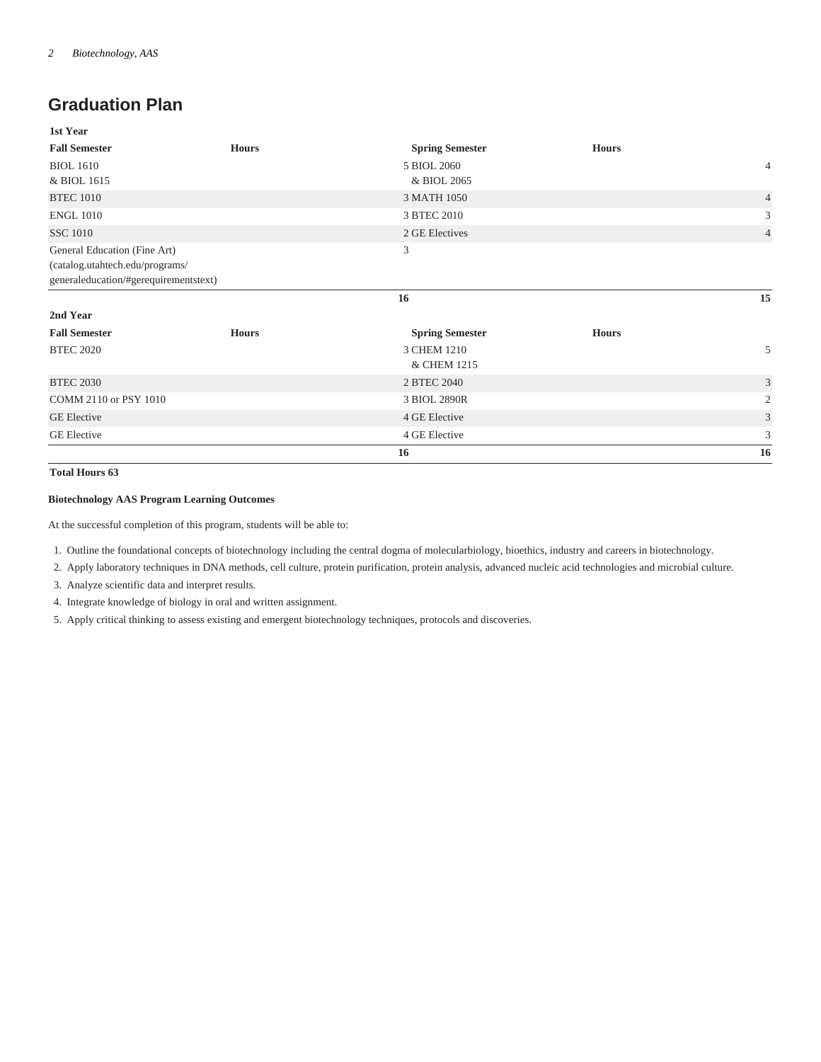## Graduation Plan

| 1st Year | | | |
|---|---|---|---|
| **Fall Semester** | **Hours** | **Spring Semester** | **Hours** |
| BIOL 1610<br>& BIOL 1615 | 5 | BIOL 2060<br>& BIOL 2065 | 4 |
| BTEC 1010 | 3 | MATH 1050 | 4 |
| ENGL 1010 | 3 | BTEC 2010 | 3 |
| SSC 1010 | 2 | GE Electives | 4 |
| General Education (Fine Art) (catalog.utahtech.edu/programs/generaleducation/#gerequirementstext) | 3 | | |
| | **16** | | **15** |

| 2nd Year | | | |
|---|---|---|---|
| **Fall Semester** | **Hours** | **Spring Semester** | **Hours** |
| BTEC 2020 | 3 | CHEM 1210<br>& CHEM 1215 | 5 |
| BTEC 2030 | 2 | BTEC 2040 | 3 |
| COMM 2110 or PSY 1010 | 3 | BIOL 2890R | 2 |
| GE Elective | 4 | GE Elective | 3 |
| GE Elective | 4 | GE Elective | 3 |
| | **16** | | **16** |

**Total Hours 63**

**Biotechnology AAS Program Learning Outcomes**

At the successful completion of this program, students will be able to:

1. Outline the foundational concepts of biotechnology including the central dogma of molecularbiology, bioethics, industry and careers in biotechnology.
2. Apply laboratory techniques in DNA methods, cell culture, protein purification, protein analysis, advanced nucleic acid technologies and microbial culture.
3. Analyze scientific data and interpret results.
4. Integrate knowledge of biology in oral and written assignment.
5. Apply critical thinking to assess existing and emergent biotechnology techniques, protocols and discoveries.